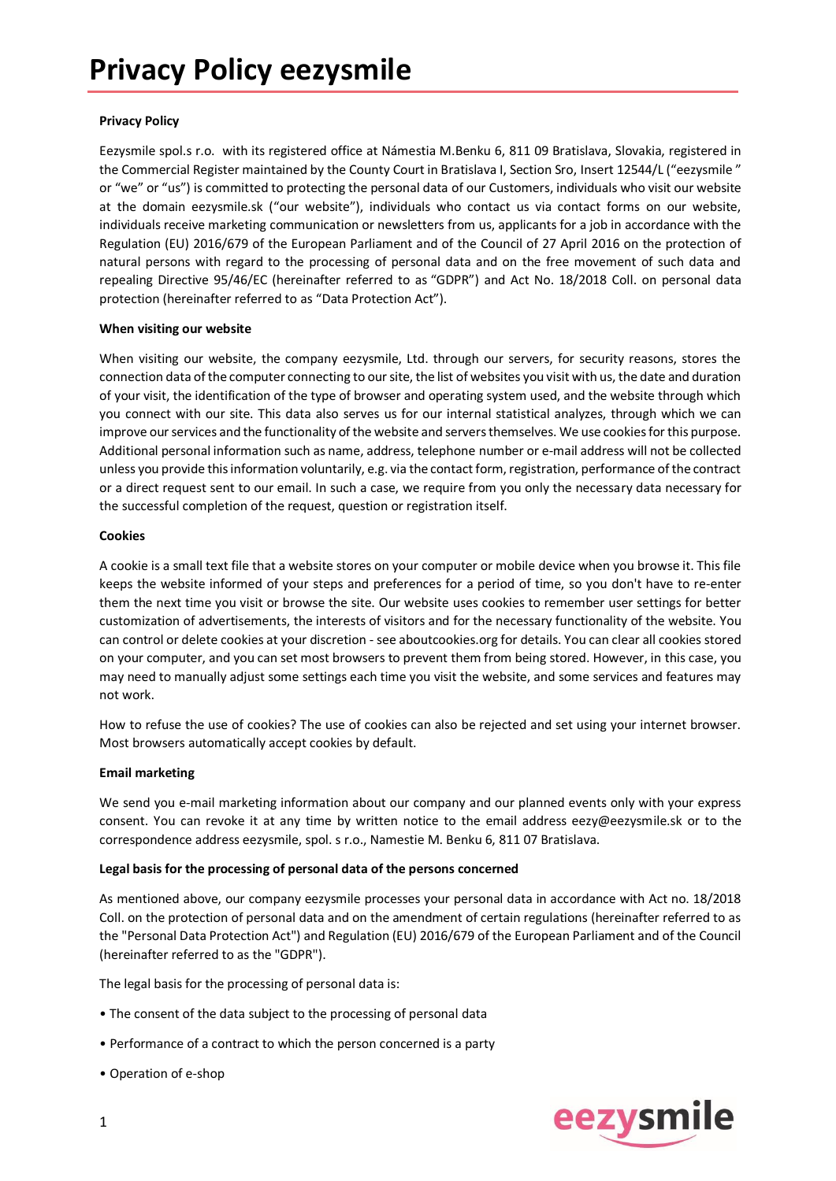# Privacy Policy eezysmile

**Privacy Policy**

Eezysmile spol.s r.o. with its registered office at Námestia M.Benku 6, 811 09 Bratislava, Slovakia, registered in the Commercial Register maintained by the County Court in Bratislava I, Section Sro, Insert 12544/L ("eezysmile " or "we" or "us") is committed to protecting the personal data of our Customers, individuals who visit our website at the domain eezysmile.sk ("our website"), individuals who contact us via contact forms on our website, individuals receive marketing communication or newsletters from us, applicants for a job in accordance with the Regulation (EU) 2016/679 of the European Parliament and of the Council of 27 April 2016 on the protection of natural persons with regard to the processing of personal data and on the free movement of such data and repealing Directive 95/46/EC (hereinafter referred to as "GDPR") and Act No. 18/2018 Coll. on personal data protection (hereinafter referred to as "Data Protection Act").

**When visiting our website**

When visiting our website, the company eezysmile, Ltd. through our servers, for security reasons, stores the connection data of the computer connecting to our site, the list of websites you visit with us, the date and duration of your visit, the identification of the type of browser and operating system used, and the website through which you connect with our site. This data also serves us for our internal statistical analyzes, through which we can improve our services and the functionality of the website and servers themselves. We use cookies for this purpose. Additional personal information such as name, address, telephone number or e-mail address will not be collected unless you provide this information voluntarily, e.g. via the contact form, registration, performance of the contract or a direct request sent to our email. In such a case, we require from you only the necessary data necessary for the successful completion of the request, question or registration itself.

**Cookies**

A cookie is a small text file that a website stores on your computer or mobile device when you browse it. This file keeps the website informed of your steps and preferences for a period of time, so you don't have to re-enter them the next time you visit or browse the site. Our website uses cookies to remember user settings for better customization of advertisements, the interests of visitors and for the necessary functionality of the website. You can control or delete cookies at your discretion - see aboutcookies.org for details. You can clear all cookies stored on your computer, and you can set most browsers to prevent them from being stored. However, in this case, you may need to manually adjust some settings each time you visit the website, and some services and features may not work.

How to refuse the use of cookies? The use of cookies can also be rejected and set using your internet browser. Most browsers automatically accept cookies by default.

**Email marketing**

We send you e-mail marketing information about our company and our planned events only with your express consent. You can revoke it at any time by written notice to the email address eezy@eezysmile.sk or to the correspondence address eezysmile, spol. s r.o., Namestie M. Benku 6, 811 07 Bratislava.

**Legal basis for the processing of personal data of the persons concerned**

As mentioned above, our company eezysmile processes your personal data in accordance with Act no. 18/2018 Coll. on the protection of personal data and on the amendment of certain regulations (hereinafter referred to as the "Personal Data Protection Act") and Regulation (EU) 2016/679 of the European Parliament and of the Council (hereinafter referred to as the "GDPR").

The legal basis for the processing of personal data is:

- The consent of the data subject to the processing of personal data
- Performance of a contract to which the person concerned is a party
- Operation of e-shop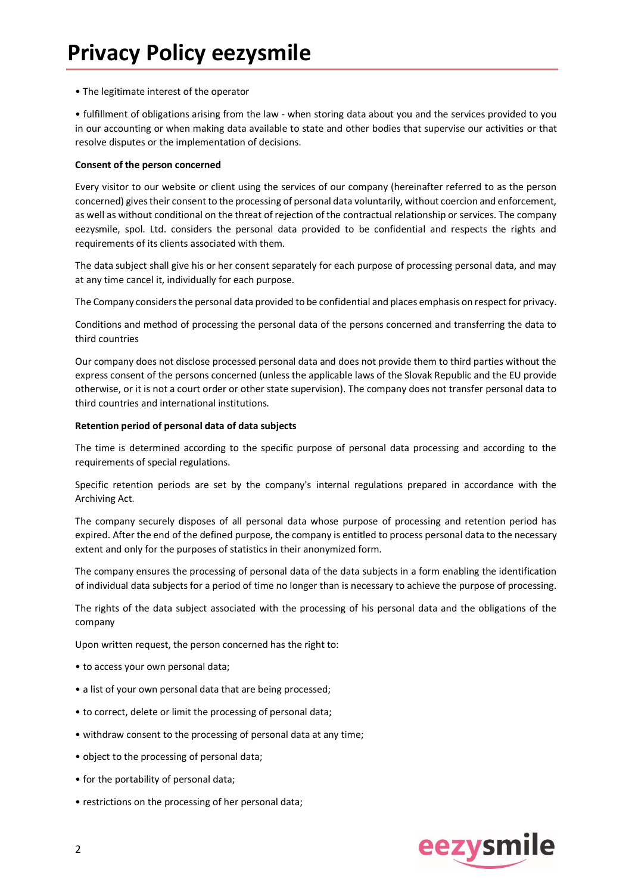• The legitimate interest of the operator

• fulfillment of obligations arising from the law - when storing data about you and the services provided to you in our accounting or when making data available to state and other bodies that supervise our activities or that resolve disputes or the implementation of decisions.

**Consent of the person concerned**

Every visitor to our website or client using the services of our company (hereinafter referred to as the person concerned) gives their consent to the processing of personal data voluntarily, without coercion and enforcement, as well as without conditional on the threat of rejection of the contractual relationship or services. The company eezysmile, spol. Ltd. considers the personal data provided to be confidential and respects the rights and requirements of its clients associated with them.

The data subject shall give his or her consent separately for each purpose of processing personal data, and may at any time cancel it, individually for each purpose.

The Company considers the personal data provided to be confidential and places emphasis on respect for privacy.

Conditions and method of processing the personal data of the persons concerned and transferring the data to third countries

Our company does not disclose processed personal data and does not provide them to third parties without the express consent of the persons concerned (unless the applicable laws of the Slovak Republic and the EU provide otherwise, or it is not a court order or other state supervision). The company does not transfer personal data to third countries and international institutions.

**Retention period of personal data of data subjects**

The time is determined according to the specific purpose of personal data processing and according to the requirements of special regulations.

Specific retention periods are set by the company's internal regulations prepared in accordance with the Archiving Act.

The company securely disposes of all personal data whose purpose of processing and retention period has expired. After the end of the defined purpose, the company is entitled to process personal data to the necessary extent and only for the purposes of statistics in their anonymized form.

The company ensures the processing of personal data of the data subjects in a form enabling the identification of individual data subjects for a period of time no longer than is necessary to achieve the purpose of processing.

The rights of the data subject associated with the processing of his personal data and the obligations of the company

Upon written request, the person concerned has the right to:

- to access your own personal data;
- a list of your own personal data that are being processed;
- to correct, delete or limit the processing of personal data;
- withdraw consent to the processing of personal data at any time;
- object to the processing of personal data;
- for the portability of personal data;
- restrictions on the processing of her personal data;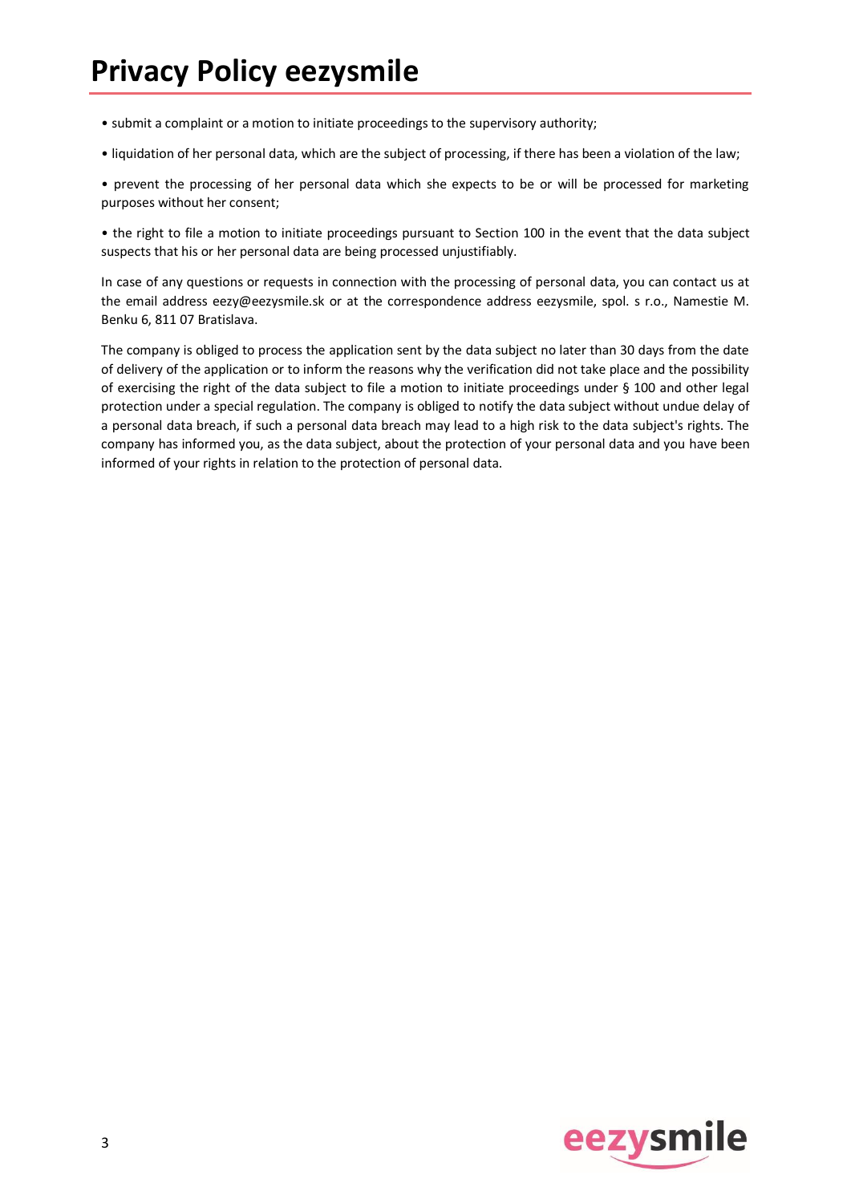- submit a complaint or a motion to initiate proceedings to the supervisory authority;
- liquidation of her personal data, which are the subject of processing, if there has been a violation of the law;
- prevent the processing of her personal data which she expects to be or will be processed for marketing purposes without her consent;
- the right to file a motion to initiate proceedings pursuant to Section 100 in the event that the data subject suspects that his or her personal data are being processed unjustifiably.

In case of any questions or requests in connection with the processing of personal data, you can contact us at the email address eezy@eezysmile.sk or at the correspondence address eezysmile, spol. s r.o., Namestie M. Benku 6, 811 07 Bratislava.

The company is obliged to process the application sent by the data subject no later than 30 days from the date of delivery of the application or to inform the reasons why the verification did not take place and the possibility of exercising the right of the data subject to file a motion to initiate proceedings under § 100 and other legal protection under a special regulation. The company is obliged to notify the data subject without undue delay of a personal data breach, if such a personal data breach may lead to a high risk to the data subject's rights. The company has informed you, as the data subject, about the protection of your personal data and you have been informed of your rights in relation to the protection of personal data.